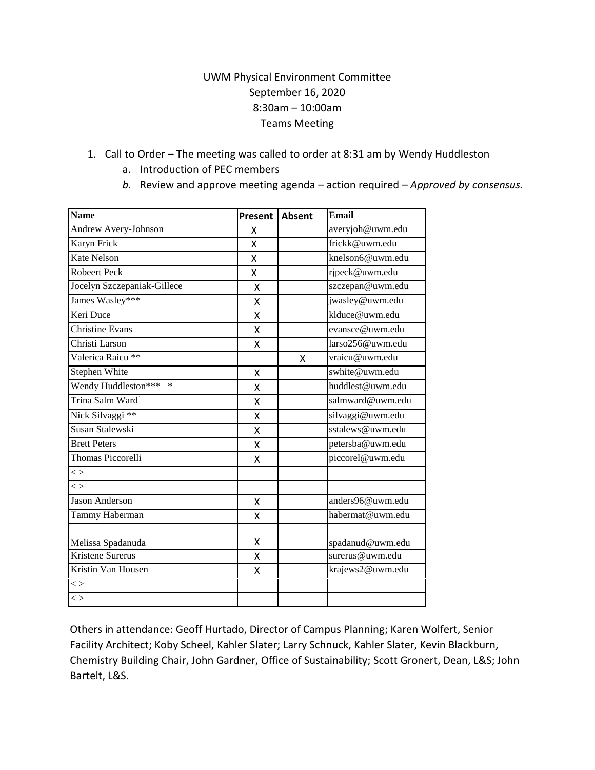UWM Physical Environment Committee
September 16, 2020
8:30am – 10:00am
Teams Meeting

1. Call to Order – The meeting was called to order at 8:31 am by Wendy Huddleston
   a. Introduction of PEC members
   b. Review and approve meeting agenda – action required – *Approved by consensus.*

| Name | Present | Absent | Email |
|---|---|---|---|
| Andrew Avery-Johnson | X | | averyjoh@uwm.edu |
| Karyn Frick | X | | frickk@uwm.edu |
| Kate Nelson | X | | knelson6@uwm.edu |
| Robeert Peck | X | | rjpeck@uwm.edu |
| Jocelyn Szczepaniak-Gillece | X | | szczepan@uwm.edu |
| James Wasley*** | X | | jwasley@uwm.edu |
| Keri Duce | X | | klduce@uwm.edu |
| Christine Evans | X | | evansce@uwm.edu |
| Christi Larson | X | | larso256@uwm.edu |
| Valerica Raicu ** | | X | vraicu@uwm.edu |
| Stephen White | X | | swhite@uwm.edu |
| Wendy Huddleston*** * | X | | huddlest@uwm.edu |
| Trina Salm Ward[1] | X | | salmward@uwm.edu |
| Nick Silvaggi ** | X | | silvaggi@uwm.edu |
| Susan Stalewski | X | | sstalews@uwm.edu |
| Brett Peters | X | | petersba@uwm.edu |
| Thomas Piccorelli | X | | piccorel@uwm.edu |
| < > | | | |
| < > | | | |
| Jason Anderson | X | | anders96@uwm.edu |
| Tammy Haberman | X | | habermat@uwm.edu |
| Melissa Spadanuda | X | | spadanud@uwm.edu |
| Kristene Surerus | X | | surerus@uwm.edu |
| Kristin Van Housen | X | | krajews2@uwm.edu |
| < > | | | |
| < > | | | |

Others in attendance: Geoff Hurtado, Director of Campus Planning; Karen Wolfert, Senior Facility Architect; Koby Scheel, Kahler Slater; Larry Schnuck, Kahler Slater, Kevin Blackburn, Chemistry Building Chair, John Gardner, Office of Sustainability; Scott Gronert, Dean, L&S; John Bartelt, L&S.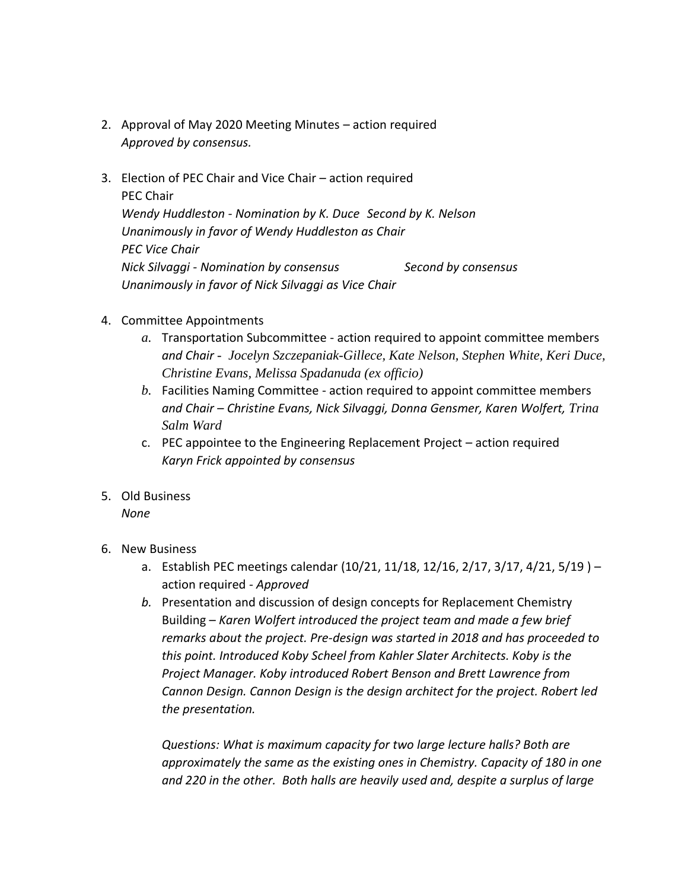2. Approval of May 2020 Meeting Minutes – action required
   *Approved by consensus.*

3. Election of PEC Chair and Vice Chair – action required
   PEC Chair
   *Wendy Huddleston - Nomination by K. Duce  Second by K. Nelson*
   *Unanimously in favor of Wendy Huddleston as Chair*
   *PEC Vice Chair*
   *Nick Silvaggi - Nomination by consensus  Second by consensus*
   *Unanimously in favor of Nick Silvaggi as Vice Chair*

4. Committee Appointments
   a. Transportation Subcommittee - action required to appoint committee members *and Chair - Jocelyn Szczepaniak-Gillece, Kate Nelson, Stephen White, Keri Duce, Christine Evans, Melissa Spadanuda (ex officio)*
   b. Facilities Naming Committee - action required to appoint committee members *and Chair – Christine Evans, Nick Silvaggi, Donna Gensmer, Karen Wolfert, Trina Salm Ward*
   c. PEC appointee to the Engineering Replacement Project – action required
      *Karyn Frick appointed by consensus*

5. Old Business
   *None*

6. New Business
   a. Establish PEC meetings calendar (10/21, 11/18, 12/16, 2/17, 3/17, 4/21, 5/19 ) – action required - *Approved*
   b. Presentation and discussion of design concepts for Replacement Chemistry Building – *Karen Wolfert introduced the project team and made a few brief remarks about the project. Pre-design was started in 2018 and has proceeded to this point. Introduced Koby Scheel from Kahler Slater Architects. Koby is the Project Manager. Koby introduced Robert Benson and Brett Lawrence from Cannon Design. Cannon Design is the design architect for the project. Robert led the presentation.*

      *Questions: What is maximum capacity for two large lecture halls? Both are approximately the same as the existing ones in Chemistry. Capacity of 180 in one and 220 in the other. Both halls are heavily used and, despite a surplus of large*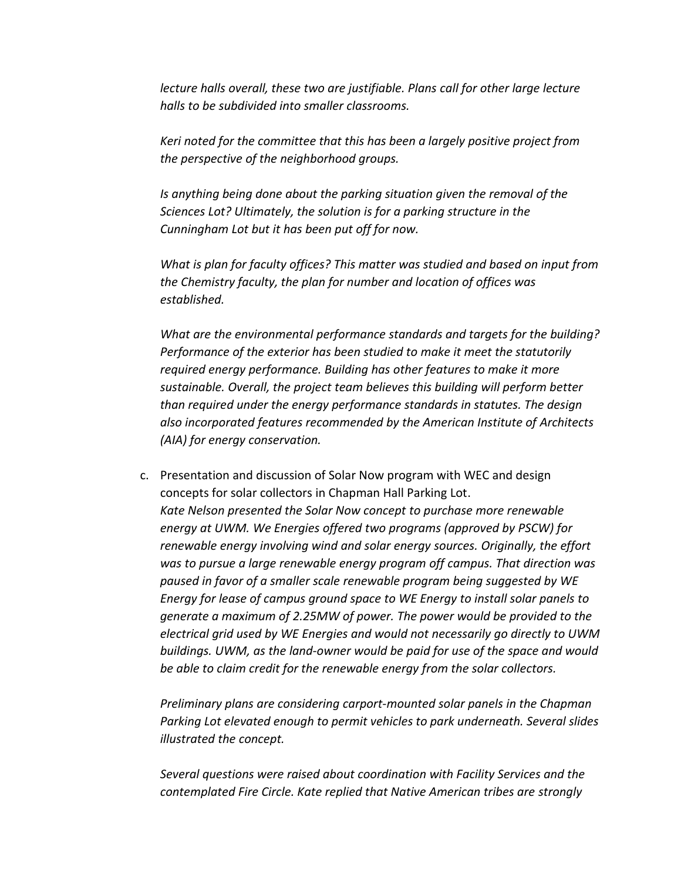*lecture halls overall, these two are justifiable. Plans call for other large lecture halls to be subdivided into smaller classrooms.*

*Keri noted for the committee that this has been a largely positive project from the perspective of the neighborhood groups.*

*Is anything being done about the parking situation given the removal of the Sciences Lot? Ultimately, the solution is for a parking structure in the Cunningham Lot but it has been put off for now.*

*What is plan for faculty offices? This matter was studied and based on input from the Chemistry faculty, the plan for number and location of offices was established.*

*What are the environmental performance standards and targets for the building? Performance of the exterior has been studied to make it meet the statutorily required energy performance. Building has other features to make it more sustainable. Overall, the project team believes this building will perform better than required under the energy performance standards in statutes. The design also incorporated features recommended by the American Institute of Architects (AIA) for energy conservation.*

c. Presentation and discussion of Solar Now program with WEC and design concepts for solar collectors in Chapman Hall Parking Lot.
*Kate Nelson presented the Solar Now concept to purchase more renewable energy at UWM. We Energies offered two programs (approved by PSCW) for renewable energy involving wind and solar energy sources. Originally, the effort was to pursue a large renewable energy program off campus. That direction was paused in favor of a smaller scale renewable program being suggested by WE Energy for lease of campus ground space to WE Energy to install solar panels to generate a maximum of 2.25MW of power. The power would be provided to the electrical grid used by WE Energies and would not necessarily go directly to UWM buildings. UWM, as the land-owner would be paid for use of the space and would be able to claim credit for the renewable energy from the solar collectors.*

*Preliminary plans are considering carport-mounted solar panels in the Chapman Parking Lot elevated enough to permit vehicles to park underneath. Several slides illustrated the concept.*

*Several questions were raised about coordination with Facility Services and the contemplated Fire Circle. Kate replied that Native American tribes are strongly*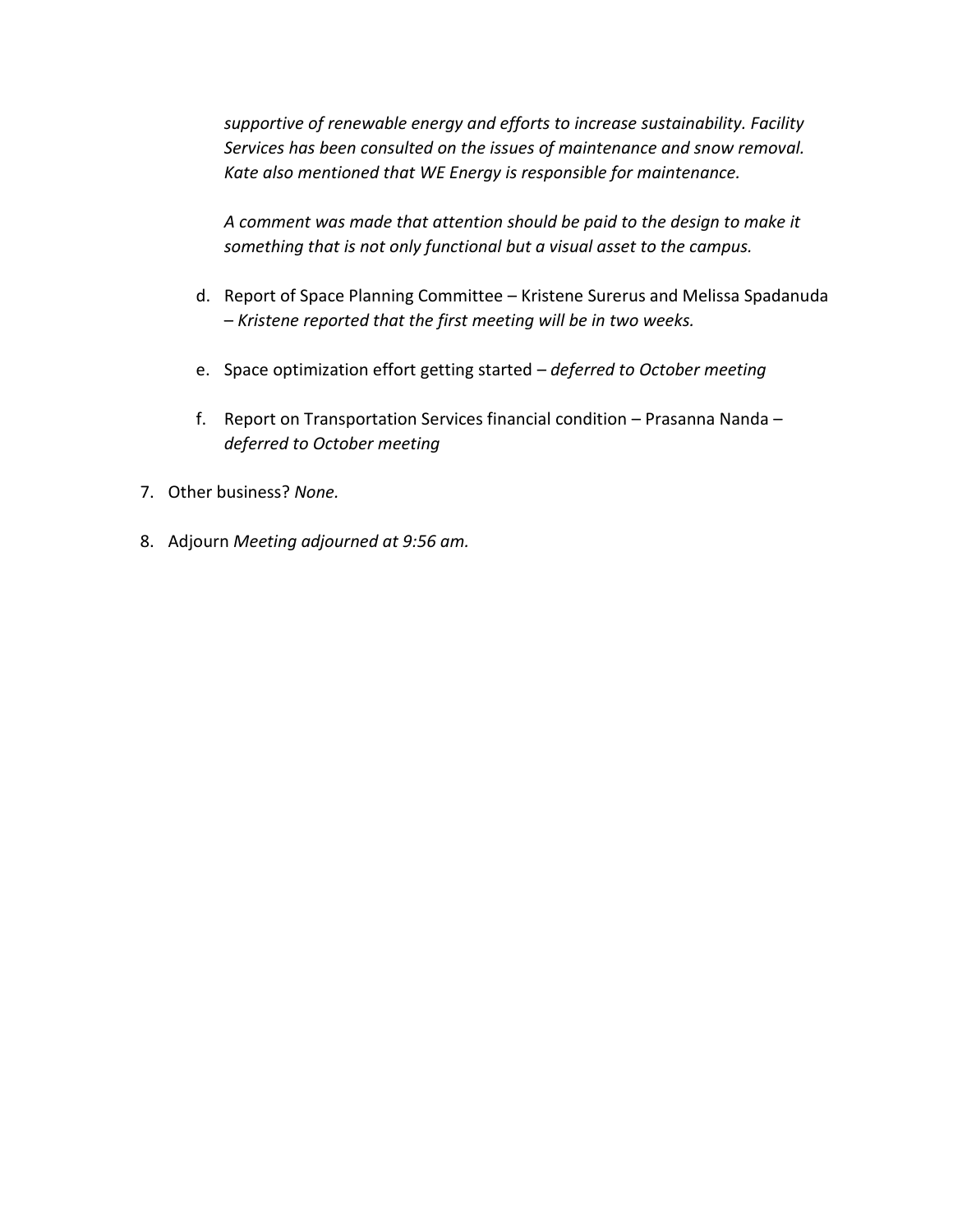*supportive of renewable energy and efforts to increase sustainability. Facility Services has been consulted on the issues of maintenance and snow removal. Kate also mentioned that WE Energy is responsible for maintenance.*

*A comment was made that attention should be paid to the design to make it something that is not only functional but a visual asset to the campus.*

d. Report of Space Planning Committee – Kristene Surerus and Melissa Spadanuda – *Kristene reported that the first meeting will be in two weeks.*

e. Space optimization effort getting started – *deferred to October meeting*

f. Report on Transportation Services financial condition – Prasanna Nanda – *deferred to October meeting*

7. Other business? *None.*

8. Adjourn *Meeting adjourned at 9:56 am.*